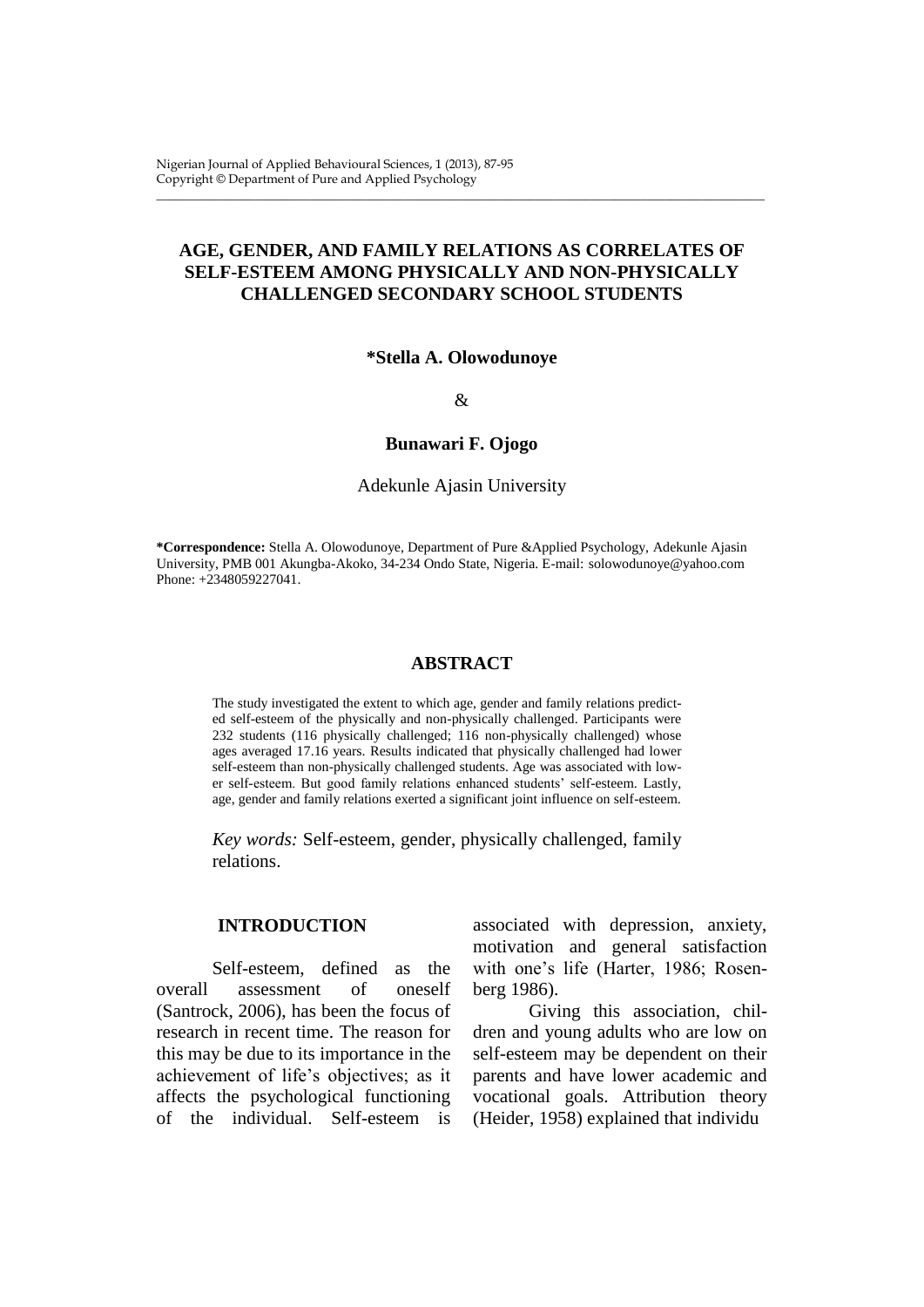# AGE, GENDER, AND FAMILY RELATIONS AS CORRELATES OF SELF-ESTEEM AMONG PHYSICALLY AND NON-PHYSICALLY CHALLENGED SECONDARY SCHOOL STUDENTS

**\*Stella A. Olowodunoye**

&

**Bunawari F. Ojogo**

Adekunle Ajasin University

**\*Correspondence:** Stella A. Olowodunoye, Department of Pure &Applied Psychology, Adekunle Ajasin University, PMB 001 Akungba-Akoko, 34-234 Ondo State, Nigeria. E-mail: solowodunoye@yahoo.com Phone: +2348059227041.

## ABSTRACT

The study investigated the extent to which age, gender and family relations predicted self-esteem of the physically and non-physically challenged. Participants were 232 students (116 physically challenged; 116 non-physically challenged) whose ages averaged 17.16 years. Results indicated that physically challenged had lower self-esteem than non-physically challenged students. Age was associated with lower self-esteem. But good family relations enhanced students' self-esteem. Lastly, age, gender and family relations exerted a significant joint influence on self-esteem.

*Key words:* Self-esteem, gender, physically challenged, family relations.

## INTRODUCTION

Self-esteem, defined as the overall assessment of oneself (Santrock, 2006), has been the focus of research in recent time. The reason for this may be due to its importance in the achievement of life's objectives; as it affects the psychological functioning of the individual. Self-esteem is associated with depression, anxiety, motivation and general satisfaction with one's life (Harter, 1986; Rosenberg 1986).

Giving this association, children and young adults who are low on self-esteem may be dependent on their parents and have lower academic and vocational goals. Attribution theory (Heider, 1958) explained that individu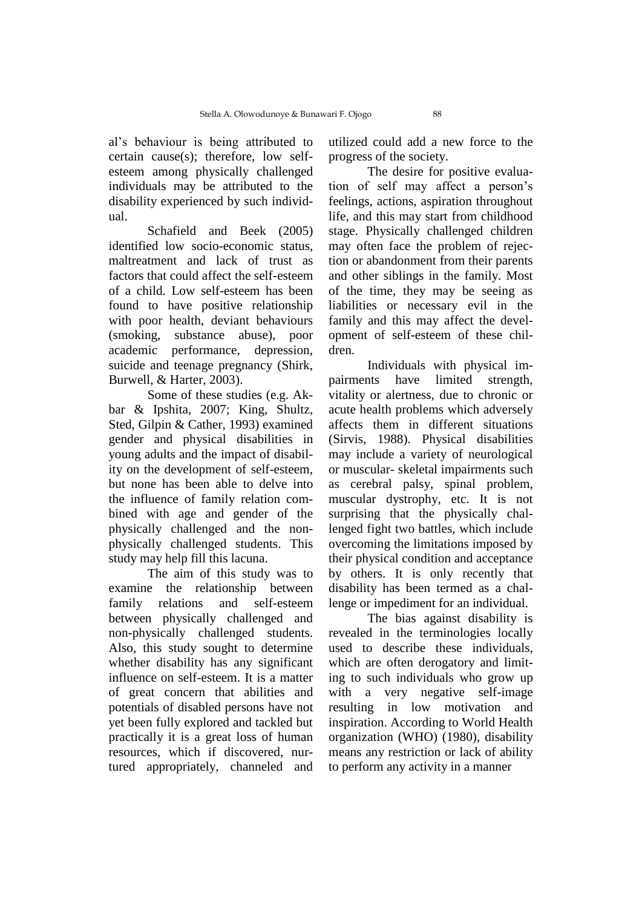al's behaviour is being attributed to certain cause(s); therefore, low self-esteem among physically challenged individuals may be attributed to the disability experienced by such individual.

Schafield and Beek (2005) identified low socio-economic status, maltreatment and lack of trust as factors that could affect the self-esteem of a child. Low self-esteem has been found to have positive relationship with poor health, deviant behaviours (smoking, substance abuse), poor academic performance, depression, suicide and teenage pregnancy (Shirk, Burwell, & Harter, 2003).

Some of these studies (e.g. Akbar & Ipshita, 2007; King, Shultz, Sted, Gilpin & Cather, 1993) examined gender and physical disabilities in young adults and the impact of disability on the development of self-esteem, but none has been able to delve into the influence of family relation combined with age and gender of the physically challenged and the non-physically challenged students. This study may help fill this lacuna.

The aim of this study was to examine the relationship between family relations and self-esteem between physically challenged and non-physically challenged students. Also, this study sought to determine whether disability has any significant influence on self-esteem. It is a matter of great concern that abilities and potentials of disabled persons have not yet been fully explored and tackled but practically it is a great loss of human resources, which if discovered, nurtured appropriately, channeled and utilized could add a new force to the progress of the society.

The desire for positive evaluation of self may affect a person's feelings, actions, aspiration throughout life, and this may start from childhood stage. Physically challenged children may often face the problem of rejection or abandonment from their parents and other siblings in the family. Most of the time, they may be seeing as liabilities or necessary evil in the family and this may affect the development of self-esteem of these children.

Individuals with physical impairments have limited strength, vitality or alertness, due to chronic or acute health problems which adversely affects them in different situations (Sirvis, 1988). Physical disabilities may include a variety of neurological or muscular- skeletal impairments such as cerebral palsy, spinal problem, muscular dystrophy, etc. It is not surprising that the physically challenged fight two battles, which include overcoming the limitations imposed by their physical condition and acceptance by others. It is only recently that disability has been termed as a challenge or impediment for an individual.

The bias against disability is revealed in the terminologies locally used to describe these individuals, which are often derogatory and limiting to such individuals who grow up with a very negative self-image resulting in low motivation and inspiration. According to World Health organization (WHO) (1980), disability means any restriction or lack of ability to perform any activity in a manner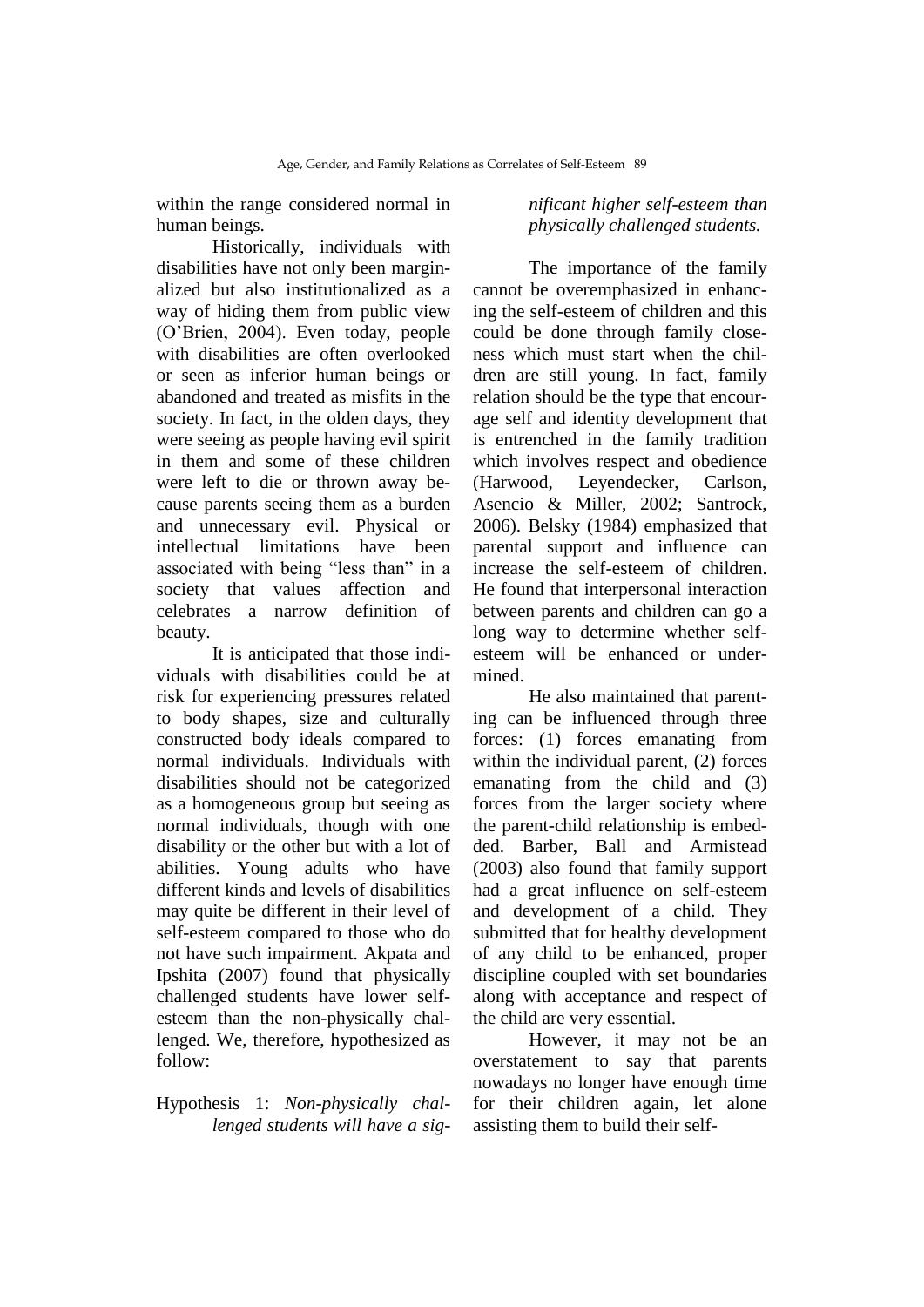within the range considered normal in human beings.

Historically, individuals with disabilities have not only been marginalized but also institutionalized as a way of hiding them from public view (O'Brien, 2004). Even today, people with disabilities are often overlooked or seen as inferior human beings or abandoned and treated as misfits in the society. In fact, in the olden days, they were seeing as people having evil spirit in them and some of these children were left to die or thrown away because parents seeing them as a burden and unnecessary evil. Physical or intellectual limitations have been associated with being "less than" in a society that values affection and celebrates a narrow definition of beauty.

It is anticipated that those individuals with disabilities could be at risk for experiencing pressures related to body shapes, size and culturally constructed body ideals compared to normal individuals. Individuals with disabilities should not be categorized as a homogeneous group but seeing as normal individuals, though with one disability or the other but with a lot of abilities. Young adults who have different kinds and levels of disabilities may quite be different in their level of self-esteem compared to those who do not have such impairment. Akpata and Ipshita (2007) found that physically challenged students have lower self-esteem than the non-physically challenged. We, therefore, hypothesized as follow:

Hypothesis 1: *Non-physically challenged students will have a significant higher self-esteem than physically challenged students.*

The importance of the family cannot be overemphasized in enhancing the self-esteem of children and this could be done through family closeness which must start when the children are still young. In fact, family relation should be the type that encourage self and identity development that is entrenched in the family tradition which involves respect and obedience (Harwood, Leyendecker, Carlson, Asencio & Miller, 2002; Santrock, 2006). Belsky (1984) emphasized that parental support and influence can increase the self-esteem of children. He found that interpersonal interaction between parents and children can go a long way to determine whether self-esteem will be enhanced or undermined.

He also maintained that parenting can be influenced through three forces: (1) forces emanating from within the individual parent, (2) forces emanating from the child and (3) forces from the larger society where the parent-child relationship is embedded. Barber, Ball and Armistead (2003) also found that family support had a great influence on self-esteem and development of a child. They submitted that for healthy development of any child to be enhanced, proper discipline coupled with set boundaries along with acceptance and respect of the child are very essential.

However, it may not be an overstatement to say that parents nowadays no longer have enough time for their children again, let alone assisting them to build their self-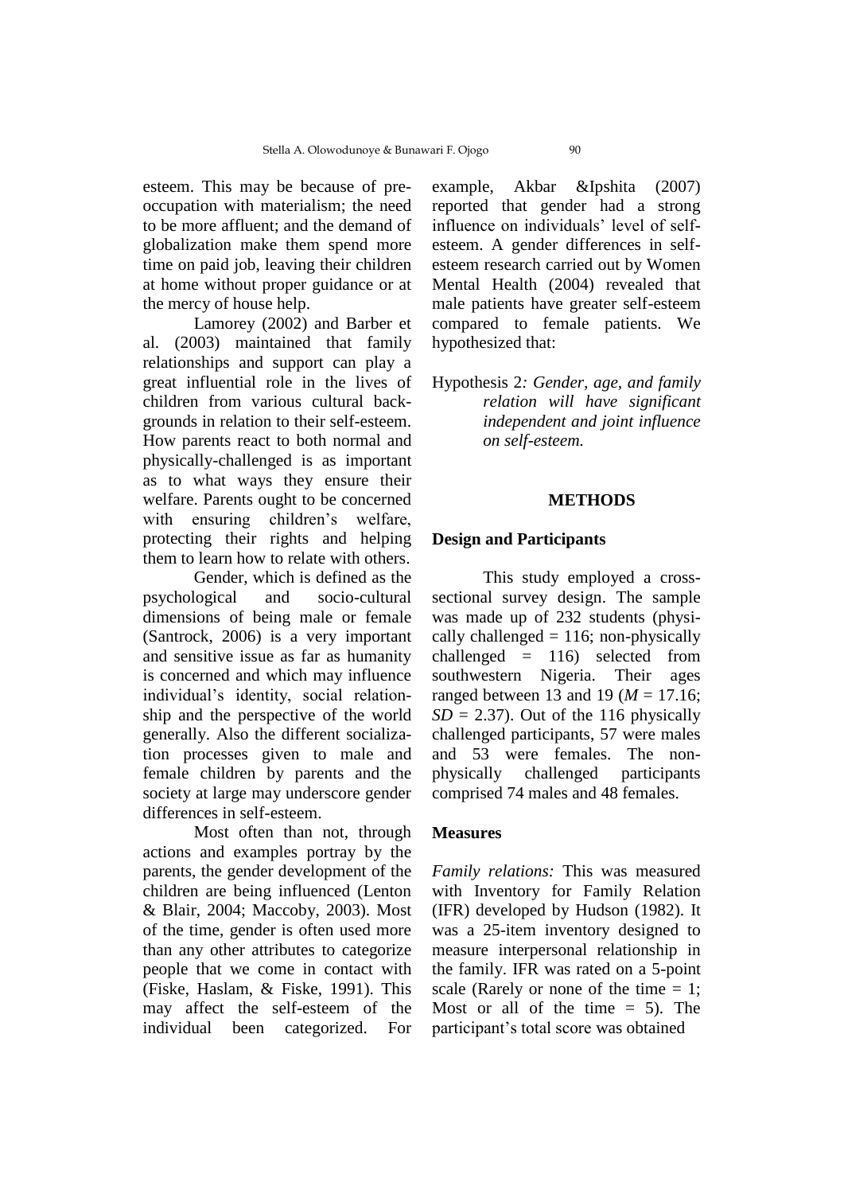esteem. This may be because of pre-occupation with materialism; the need to be more affluent; and the demand of globalization make them spend more time on paid job, leaving their children at home without proper guidance or at the mercy of house help.

Lamorey (2002) and Barber et al. (2003) maintained that family relationships and support can play a great influential role in the lives of children from various cultural back-grounds in relation to their self-esteem. How parents react to both normal and physically-challenged is as important as to what ways they ensure their welfare. Parents ought to be concerned with ensuring children's welfare, protecting their rights and helping them to learn how to relate with others.

Gender, which is defined as the psychological and socio-cultural dimensions of being male or female (Santrock, 2006) is a very important and sensitive issue as far as humanity is concerned and which may influence individual's identity, social relation-ship and the perspective of the world generally. Also the different socializa-tion processes given to male and female children by parents and the society at large may underscore gender differences in self-esteem.

Most often than not, through actions and examples portray by the parents, the gender development of the children are being influenced (Lenton & Blair, 2004; Maccoby, 2003). Most of the time, gender is often used more than any other attributes to categorize people that we come in contact with (Fiske, Haslam, & Fiske, 1991). This may affect the self-esteem of the individual been categorized. For example, Akbar &Ipshita (2007) reported that gender had a strong influence on individuals' level of self-esteem. A gender differences in self-esteem research carried out by Women Mental Health (2004) revealed that male patients have greater self-esteem compared to female patients. We hypothesized that:

Hypothesis 2*: Gender, age, and family relation will have significant independent and joint influence on self-esteem.*

## METHODS

### Design and Participants

This study employed a cross-sectional survey design. The sample was made up of 232 students (physi-cally challenged = 116; non-physically challenged = 116) selected from southwestern Nigeria. Their ages ranged between 13 and 19 ($M$ = 17.16; $SD$ = 2.37). Out of the 116 physically challenged participants, 57 were males and 53 were females. The non-physically challenged participants comprised 74 males and 48 females.

### Measures

*Family relations:* This was measured with Inventory for Family Relation (IFR) developed by Hudson (1982). It was a 25-item inventory designed to measure interpersonal relationship in the family. IFR was rated on a 5-point scale (Rarely or none of the time = 1; Most or all of the time = 5). The participant's total score was obtained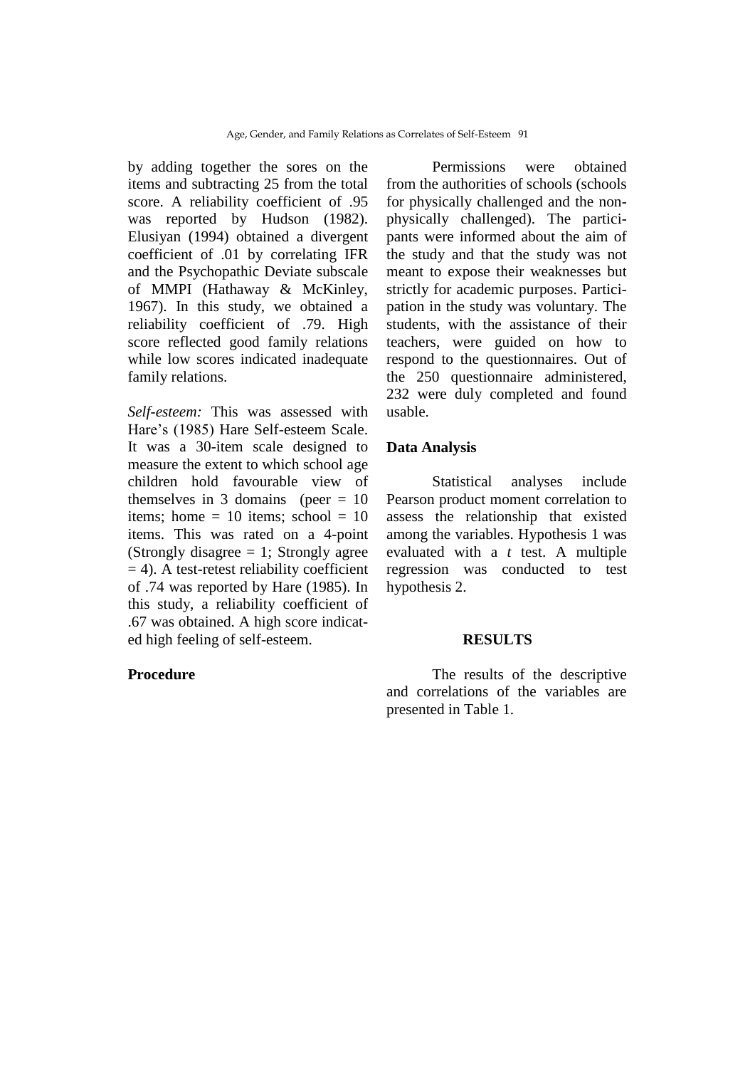by adding together the sores on the items and subtracting 25 from the total score. A reliability coefficient of .95 was reported by Hudson (1982). Elusiyan (1994) obtained a divergent coefficient of .01 by correlating IFR and the Psychopathic Deviate subscale of MMPI (Hathaway & McKinley, 1967). In this study, we obtained a reliability coefficient of .79. High score reflected good family relations while low scores indicated inadequate family relations.

*Self-esteem:* This was assessed with Hare's (1985) Hare Self-esteem Scale. It was a 30-item scale designed to measure the extent to which school age children hold favourable view of themselves in 3 domains (peer = 10 items; home = 10 items; school = 10 items. This was rated on a 4-point (Strongly disagree = 1; Strongly agree = 4). A test-retest reliability coefficient of .74 was reported by Hare (1985). In this study, a reliability coefficient of .67 was obtained. A high score indicated high feeling of self-esteem.

**Procedure**

Permissions were obtained from the authorities of schools (schools for physically challenged and the non-physically challenged). The participants were informed about the aim of the study and that the study was not meant to expose their weaknesses but strictly for academic purposes. Participation in the study was voluntary. The students, with the assistance of their teachers, were guided on how to respond to the questionnaires. Out of the 250 questionnaire administered, 232 were duly completed and found usable.

**Data Analysis**

Statistical analyses include Pearson product moment correlation to assess the relationship that existed among the variables. Hypothesis 1 was evaluated with a *t* test. A multiple regression was conducted to test hypothesis 2.

## RESULTS

The results of the descriptive and correlations of the variables are presented in Table 1.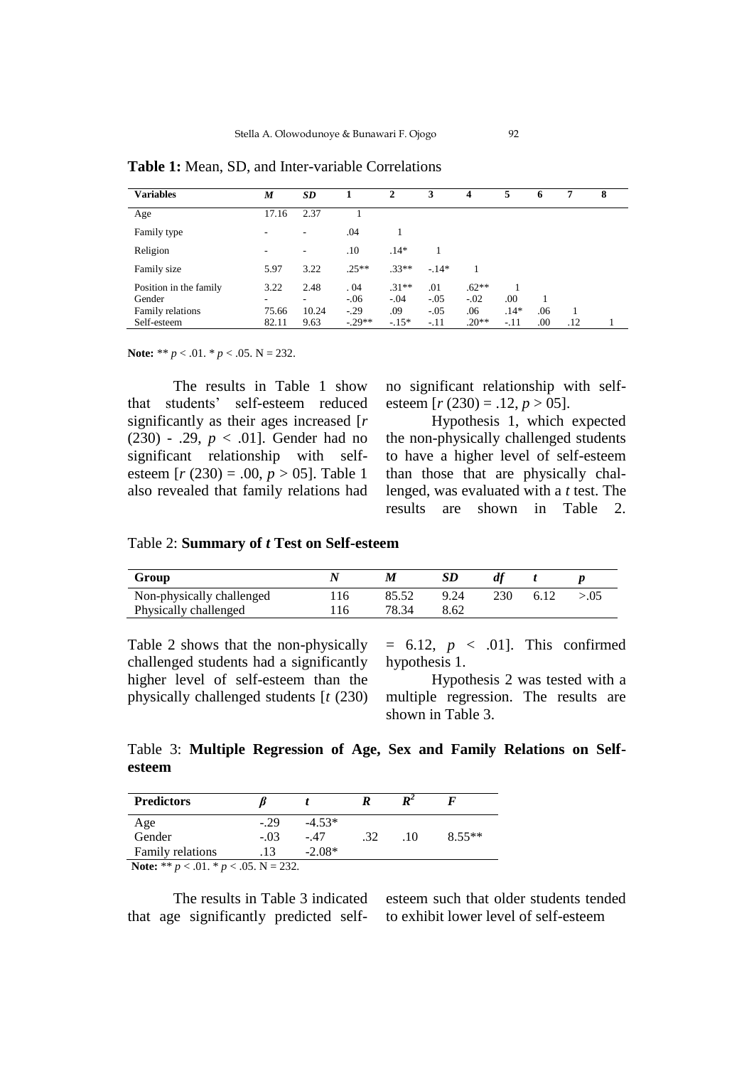**Table 1:** Mean, SD, and Inter-variable Correlations

| Variables | *M* | *SD* | 1 | 2 | 3 | 4 | 5 | 6 | 7 | 8 |
|---|---|---|---|---|---|---|---|---|---|---|
| Age | 17.16 | 2.37 | 1 | | | | | | | |
| Family type | - | - | .04 | 1 | | | | | | |
| Religion | - | - | .10 | .14* | 1 | | | | | |
| Family size | 5.97 | 3.22 | .25** | .33** | -.14* | 1 | | | | |
| Position in the family | 3.22 | 2.48 | . 04 | .31** | .01 | .62** | 1 | | | |
| Gender | - | - | -.06 | -.04 | -.05 | -.02 | .00 | 1 | | |
| Family relations | 75.66 | 10.24 | -.29 | .09 | -.05 | .06 | .14* | .06 | 1 | |
| Self-esteem | 82.11 | 9.63 | -.29** | -.15* | -.11 | .20** | -.11 | .00 | .12 | 1 |

**Note:** ** $p < .01$. * $p < .05$. N = 232.

The results in Table 1 show that students' self-esteem reduced significantly as their ages increased [$r$ (230) - .29, $p < .01$]. Gender had no significant relationship with self-esteem [$r$ (230) = .00, $p > 05$]. Table 1 also revealed that family relations had no significant relationship with self-esteem [$r$ (230) = .12, $p > 05$].

Hypothesis 1, which expected the non-physically challenged students to have a higher level of self-esteem than those that are physically challenged, was evaluated with a *t* test. The results are shown in Table 2.

Table 2: **Summary of *t* Test on Self-esteem**

| Group | *N* | *M* | *SD* | *df* | *t* | *p* |
|---|---|---|---|---|---|---|
| Non-physically challenged | 116 | 85.52 | 9.24 | 230 | 6.12 | >.05 |
| Physically challenged | 116 | 78.34 | 8.62 | | | |

Table 2 shows that the non-physically challenged students had a significantly higher level of self-esteem than the physically challenged students [$t$ (230) = 6.12, $p < .01$]. This confirmed hypothesis 1.

Hypothesis 2 was tested with a multiple regression. The results are shown in Table 3.

Table 3: **Multiple Regression of Age, Sex and Family Relations on Self-esteem**

| Predictors | $\beta$ | *t* | *R* | $R^2$ | *F* |
|---|---|---|---|---|---|
| Age | -.29 | -4.53* | | | |
| Gender | -.03 | -.47 | .32 | .10 | 8.55** |
| Family relations | .13 | -2.08* | | | |

**Note:** ** $p < .01$. * $p < .05$. N = 232.

The results in Table 3 indicated that age significantly predicted self-esteem such that older students tended to exhibit lower level of self-esteem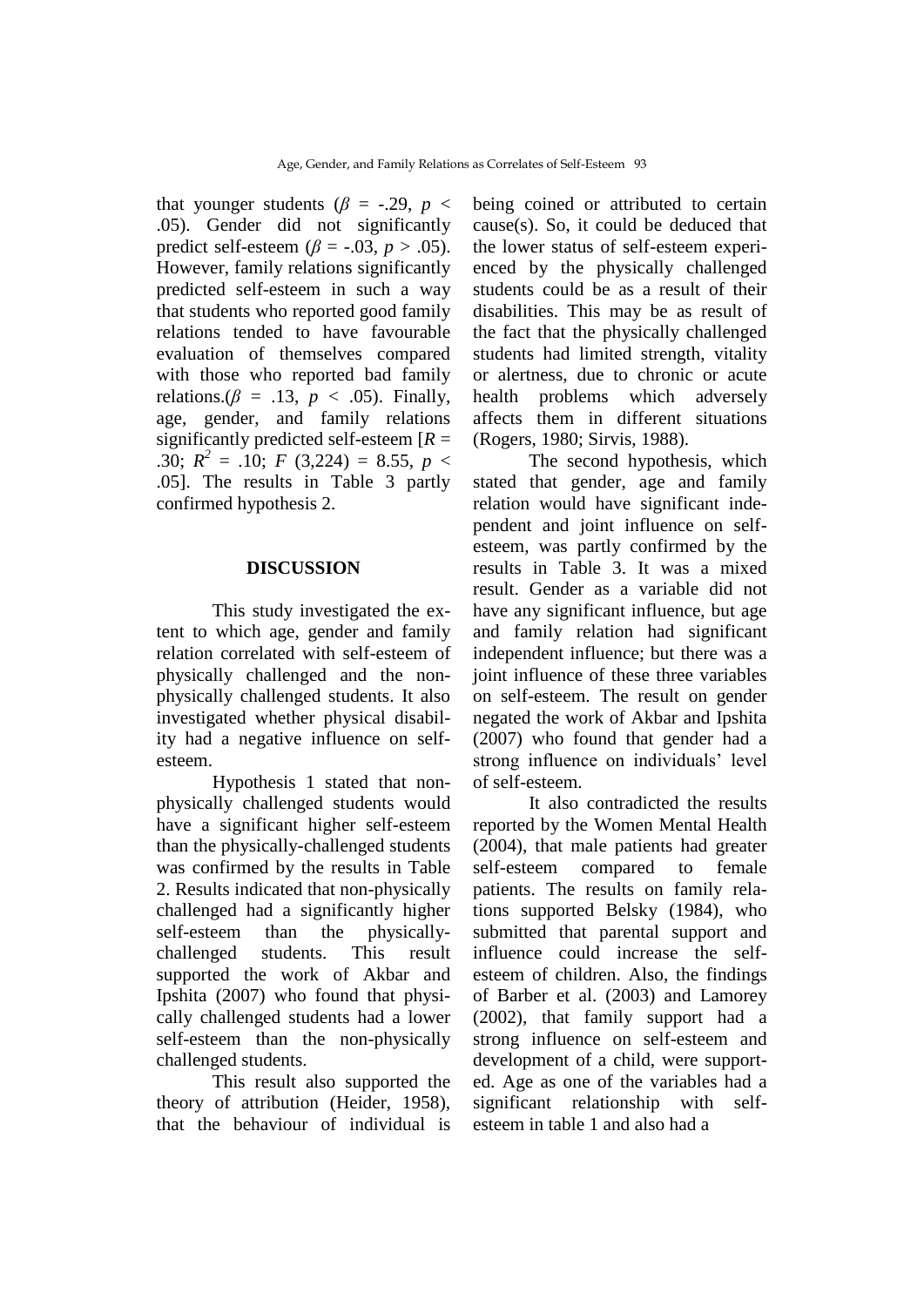that younger students ($\beta$ = -.29, $p$ < .05). Gender did not significantly predict self-esteem ($\beta$ = -.03, $p$ > .05). However, family relations significantly predicted self-esteem in such a way that students who reported good family relations tended to have favourable evaluation of themselves compared with those who reported bad family relations.($\beta$ = .13, $p$ < .05). Finally, age, gender, and family relations significantly predicted self-esteem [$R$ = .30; $R^2$ = .10; $F$ (3,224) = 8.55, $p$ < .05]. The results in Table 3 partly confirmed hypothesis 2.

## DISCUSSION

This study investigated the extent to which age, gender and family relation correlated with self-esteem of physically challenged and the non-physically challenged students. It also investigated whether physical disability had a negative influence on self-esteem.

Hypothesis 1 stated that non-physically challenged students would have a significant higher self-esteem than the physically-challenged students was confirmed by the results in Table 2. Results indicated that non-physically challenged had a significantly higher self-esteem than the physically-challenged students. This result supported the work of Akbar and Ipshita (2007) who found that physically challenged students had a lower self-esteem than the non-physically challenged students.

This result also supported the theory of attribution (Heider, 1958), that the behaviour of individual is being coined or attributed to certain cause(s). So, it could be deduced that the lower status of self-esteem experienced by the physically challenged students could be as a result of their disabilities. This may be as result of the fact that the physically challenged students had limited strength, vitality or alertness, due to chronic or acute health problems which adversely affects them in different situations (Rogers, 1980; Sirvis, 1988).

The second hypothesis, which stated that gender, age and family relation would have significant independent and joint influence on self-esteem, was partly confirmed by the results in Table 3. It was a mixed result. Gender as a variable did not have any significant influence, but age and family relation had significant independent influence; but there was a joint influence of these three variables on self-esteem. The result on gender negated the work of Akbar and Ipshita (2007) who found that gender had a strong influence on individuals' level of self-esteem.

It also contradicted the results reported by the Women Mental Health (2004), that male patients had greater self-esteem compared to female patients. The results on family relations supported Belsky (1984), who submitted that parental support and influence could increase the self-esteem of children. Also, the findings of Barber et al. (2003) and Lamorey (2002), that family support had a strong influence on self-esteem and development of a child, were supported. Age as one of the variables had a significant relationship with self-esteem in table 1 and also had a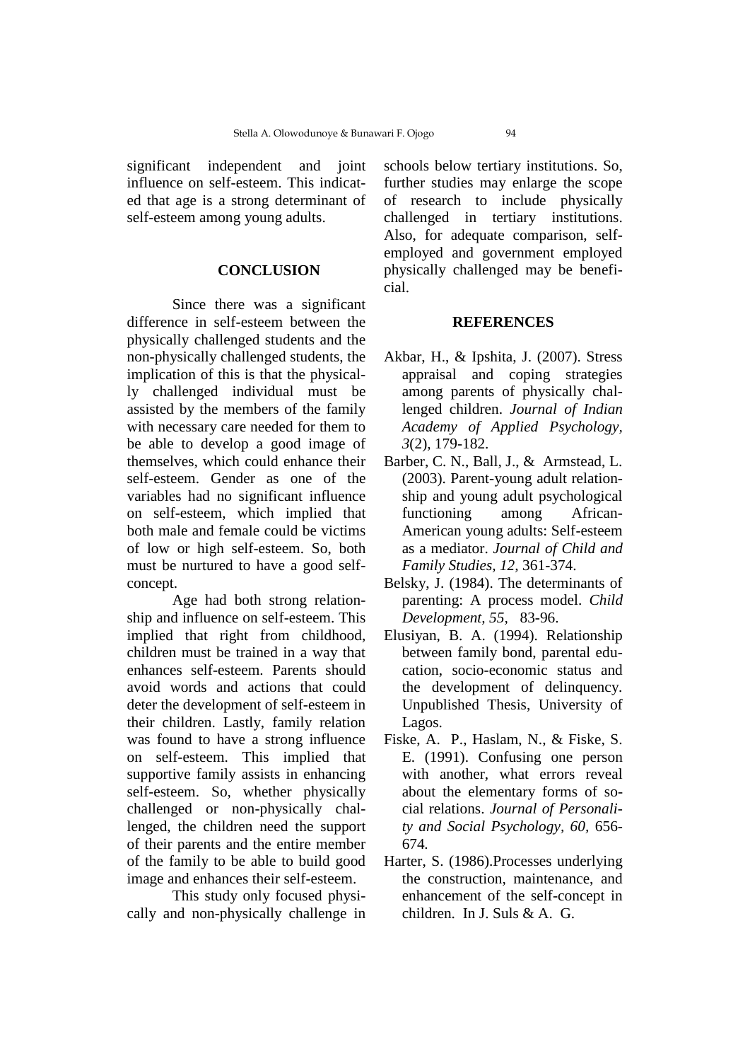significant independent and joint influence on self-esteem. This indicated that age is a strong determinant of self-esteem among young adults.

## CONCLUSION

Since there was a significant difference in self-esteem between the physically challenged students and the non-physically challenged students, the implication of this is that the physically challenged individual must be assisted by the members of the family with necessary care needed for them to be able to develop a good image of themselves, which could enhance their self-esteem. Gender as one of the variables had no significant influence on self-esteem, which implied that both male and female could be victims of low or high self-esteem. So, both must be nurtured to have a good self-concept.

Age had both strong relationship and influence on self-esteem. This implied that right from childhood, children must be trained in a way that enhances self-esteem. Parents should avoid words and actions that could deter the development of self-esteem in their children. Lastly, family relation was found to have a strong influence on self-esteem. This implied that supportive family assists in enhancing self-esteem. So, whether physically challenged or non-physically challenged, the children need the support of their parents and the entire member of the family to be able to build good image and enhances their self-esteem.

This study only focused physically and non-physically challenge in schools below tertiary institutions. So, further studies may enlarge the scope of research to include physically challenged in tertiary institutions. Also, for adequate comparison, self-employed and government employed physically challenged may be beneficial.

## REFERENCES

Akbar, H., & Ipshita, J. (2007). Stress appraisal and coping strategies among parents of physically challenged children. *Journal of Indian Academy of Applied Psychology, 3*(2), 179-182.

Barber, C. N., Ball, J., & Armstead, L. (2003). Parent-young adult relationship and young adult psychological functioning among African-American young adults: Self-esteem as a mediator. *Journal of Child and Family Studies, 12*, 361-374.

Belsky, J. (1984). The determinants of parenting: A process model. *Child Development, 55*, 83-96.

Elusiyan, B. A. (1994). Relationship between family bond, parental education, socio-economic status and the development of delinquency. Unpublished Thesis, University of Lagos.

Fiske, A. P., Haslam, N., & Fiske, S. E. (1991). Confusing one person with another, what errors reveal about the elementary forms of social relations. *Journal of Personality and Social Psychology, 60*, 656-674.

Harter, S. (1986).Processes underlying the construction, maintenance, and enhancement of the self-concept in children. In J. Suls & A. G.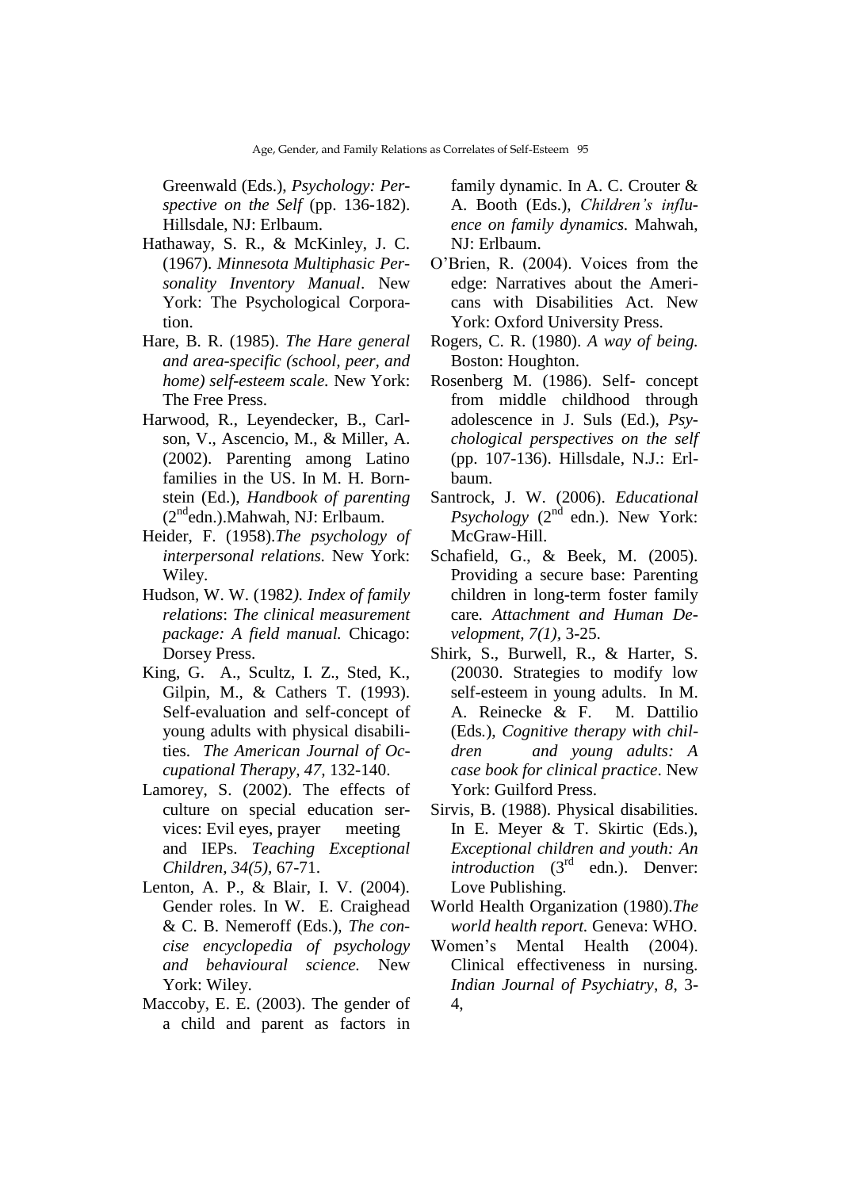Greenwald (Eds.), *Psychology: Perspective on the Self* (pp. 136-182). Hillsdale, NJ: Erlbaum.

Hathaway, S. R., & McKinley, J. C. (1967). *Minnesota Multiphasic Personality Inventory Manual*. New York: The Psychological Corporation.

Hare, B. R. (1985). *The Hare general and area-specific (school, peer, and home) self-esteem scale.* New York: The Free Press.

Harwood, R., Leyendecker, B., Carlson, V., Ascencio, M., & Miller, A. (2002). Parenting among Latino families in the US. In M. H. Bornstein (Ed.), *Handbook of parenting* (2nd edn.).Mahwah, NJ: Erlbaum.

Heider, F. (1958).*The psychology of interpersonal relations.* New York: Wiley.

Hudson, W. W. (1982*). Index of family relations*: *The clinical measurement package: A field manual.* Chicago: Dorsey Press.

King, G. A., Scultz, I. Z., Sted, K., Gilpin, M., & Cathers T. (1993). Self-evaluation and self-concept of young adults with physical disabilities. *The American Journal of Occupational Therapy*, *47*, 132-140.

Lamorey, S. (2002). The effects of culture on special education services: Evil eyes, prayer meeting and IEPs. *Teaching Exceptional Children, 34(5),* 67-71.

Lenton, A. P., & Blair, I. V. (2004). Gender roles. In W. E. Craighead & C. B. Nemeroff (Eds.), *The concise encyclopedia of psychology and behavioural science.* New York: Wiley.

Maccoby, E. E. (2003). The gender of a child and parent as factors in family dynamic. In A. C. Crouter & A. Booth (Eds.), *Children's influence on family dynamics.* Mahwah, NJ: Erlbaum.

O'Brien, R. (2004). Voices from the edge: Narratives about the Americans with Disabilities Act. New York: Oxford University Press.

Rogers, C. R. (1980). *A way of being.* Boston: Houghton.

Rosenberg M. (1986). Self- concept from middle childhood through adolescence in J. Suls (Ed.), *Psychological perspectives on the self* (pp. 107-136). Hillsdale, N.J.: Erlbaum.

Santrock, J. W. (2006). *Educational Psychology* (2nd edn.). New York: McGraw-Hill.

Schafield, G., & Beek, M. (2005). Providing a secure base: Parenting children in long-term foster family care*. Attachment and Human Development*, *7(1)*, 3-25.

Shirk, S., Burwell, R., & Harter, S. (20030. Strategies to modify low self-esteem in young adults. In M. A. Reinecke & F. M. Dattilio (Eds.), *Cognitive therapy with children and young adults: A case book for clinical practice*. New York: Guilford Press.

Sirvis, B. (1988). Physical disabilities. In E. Meyer & T. Skirtic (Eds.), *Exceptional children and youth: An introduction* (3rd edn.). Denver: Love Publishing.

World Health Organization (1980).*The world health report.* Geneva: WHO.

Women's Mental Health (2004). Clinical effectiveness in nursing. *Indian Journal of Psychiatry*, *8*, 3-4,